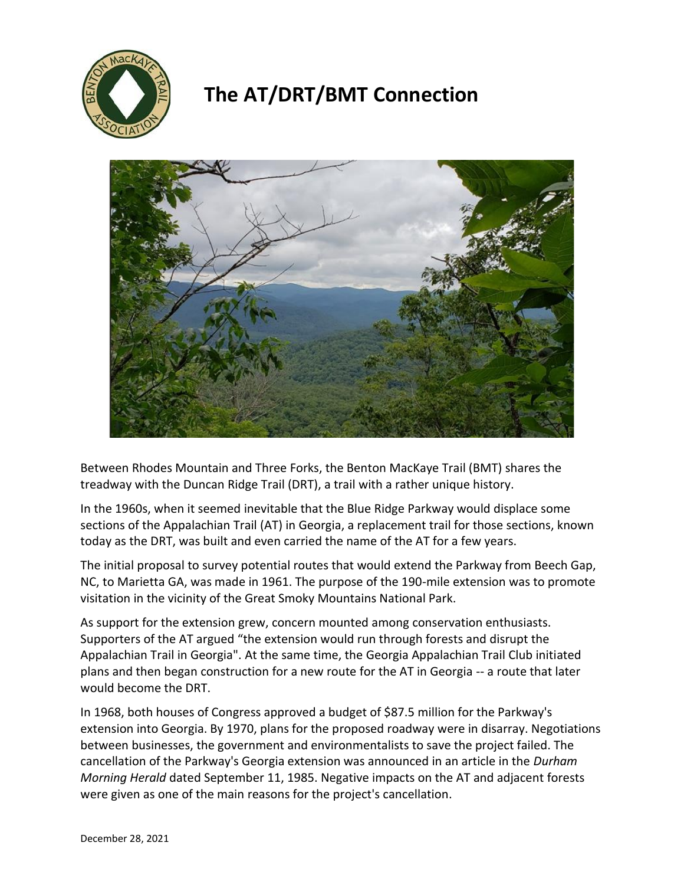# The AT/DRT/BMT Connection

Between Rhodes Mountain and Three Forks, the Benton MacKaye Trail (BMT) shares the treadway with the Duncan Ridge Trail (DRT), a trail with a rather unique history.

In the 1960s, when it seemed inevitable that the Blue Ridge Parkway would displace some sections of the Appalachian Trail (AT) in Georgia, a replacement trail for those sections, known today as the DRT, was built and even carried the name of the AT for a few years.

The initial proposal to survey potential routes that would extend the Parkway from Beech Gap, NC, to Marietta GA, was made in 1961. The purpose of the 190-mile extension was to promote visitation in the vicinity of the Great Smoky Mountains National Park.

As support for the extension grew, concern mounted among conservation enthusiasts. Supporters of the AT argued "the extension would run through forests and disrupt the Appalachian Trail in Georgia". At the same time, the Georgia Appalachian Trail Club initiated plans and then began construction for a new route for the AT in Georgia -- a route that later would become the DRT.

In 1968, both houses of Congress approved a budget of $87.5 million for the Parkway's extension into Georgia. By 1970, plans for the proposed roadway were in disarray. Negotiations between businesses, the government and environmentalists to save the project failed. The cancellation of the Parkway's Georgia extension was announced in an article in the *Durham Morning Herald* dated September 11, 1985. Negative impacts on the AT and adjacent forests were given as one of the main reasons for the project's cancellation.

December 28, 2021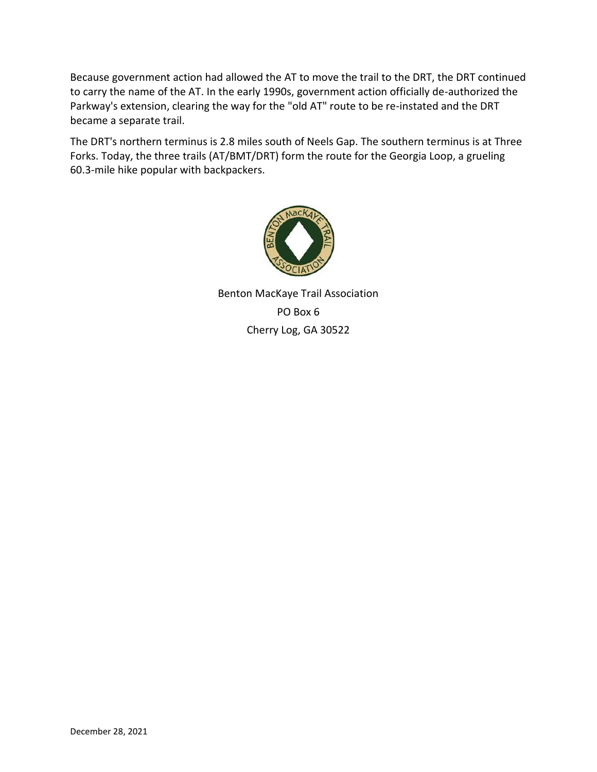Because government action had allowed the AT to move the trail to the DRT, the DRT continued to carry the name of the AT. In the early 1990s, government action officially de-authorized the Parkway's extension, clearing the way for the "old AT" route to be re-instated and the DRT became a separate trail.

The DRT's northern terminus is 2.8 miles south of Neels Gap. The southern terminus is at Three Forks. Today, the three trails (AT/BMT/DRT) form the route for the Georgia Loop, a grueling 60.3-mile hike popular with backpackers.

Benton MacKaye Trail Association

PO Box 6

Cherry Log, GA 30522

December 28, 2021